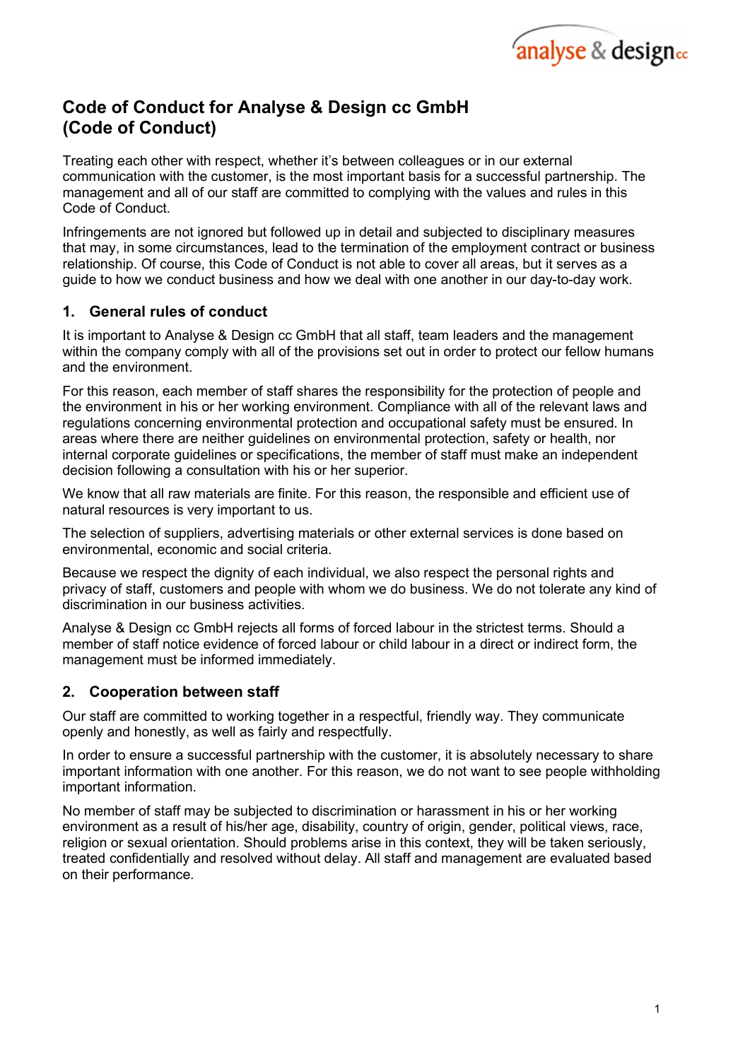# Code of Conduct for Analyse & Design cc GmbH (Code of Conduct)

Treating each other with respect, whether it's between colleagues or in our external communication with the customer, is the most important basis for a successful partnership. The management and all of our staff are committed to complying with the values and rules in this Code of Conduct.

Infringements are not ignored but followed up in detail and subjected to disciplinary measures that may, in some circumstances, lead to the termination of the employment contract or business relationship. Of course, this Code of Conduct is not able to cover all areas, but it serves as a guide to how we conduct business and how we deal with one another in our day-to-day work.

## 1. General rules of conduct

It is important to Analyse & Design cc GmbH that all staff, team leaders and the management within the company comply with all of the provisions set out in order to protect our fellow humans and the environment.

For this reason, each member of staff shares the responsibility for the protection of people and the environment in his or her working environment. Compliance with all of the relevant laws and regulations concerning environmental protection and occupational safety must be ensured. In areas where there are neither guidelines on environmental protection, safety or health, nor internal corporate guidelines or specifications, the member of staff must make an independent decision following a consultation with his or her superior.

We know that all raw materials are finite. For this reason, the responsible and efficient use of natural resources is very important to us.

The selection of suppliers, advertising materials or other external services is done based on environmental, economic and social criteria.

Because we respect the dignity of each individual, we also respect the personal rights and privacy of staff, customers and people with whom we do business. We do not tolerate any kind of discrimination in our business activities.

Analyse & Design cc GmbH rejects all forms of forced labour in the strictest terms. Should a member of staff notice evidence of forced labour or child labour in a direct or indirect form, the management must be informed immediately.

## 2. Cooperation between staff

Our staff are committed to working together in a respectful, friendly way. They communicate openly and honestly, as well as fairly and respectfully.

In order to ensure a successful partnership with the customer, it is absolutely necessary to share important information with one another. For this reason, we do not want to see people withholding important information.

No member of staff may be subjected to discrimination or harassment in his or her working environment as a result of his/her age, disability, country of origin, gender, political views, race, religion or sexual orientation. Should problems arise in this context, they will be taken seriously, treated confidentially and resolved without delay. All staff and management are evaluated based on their performance.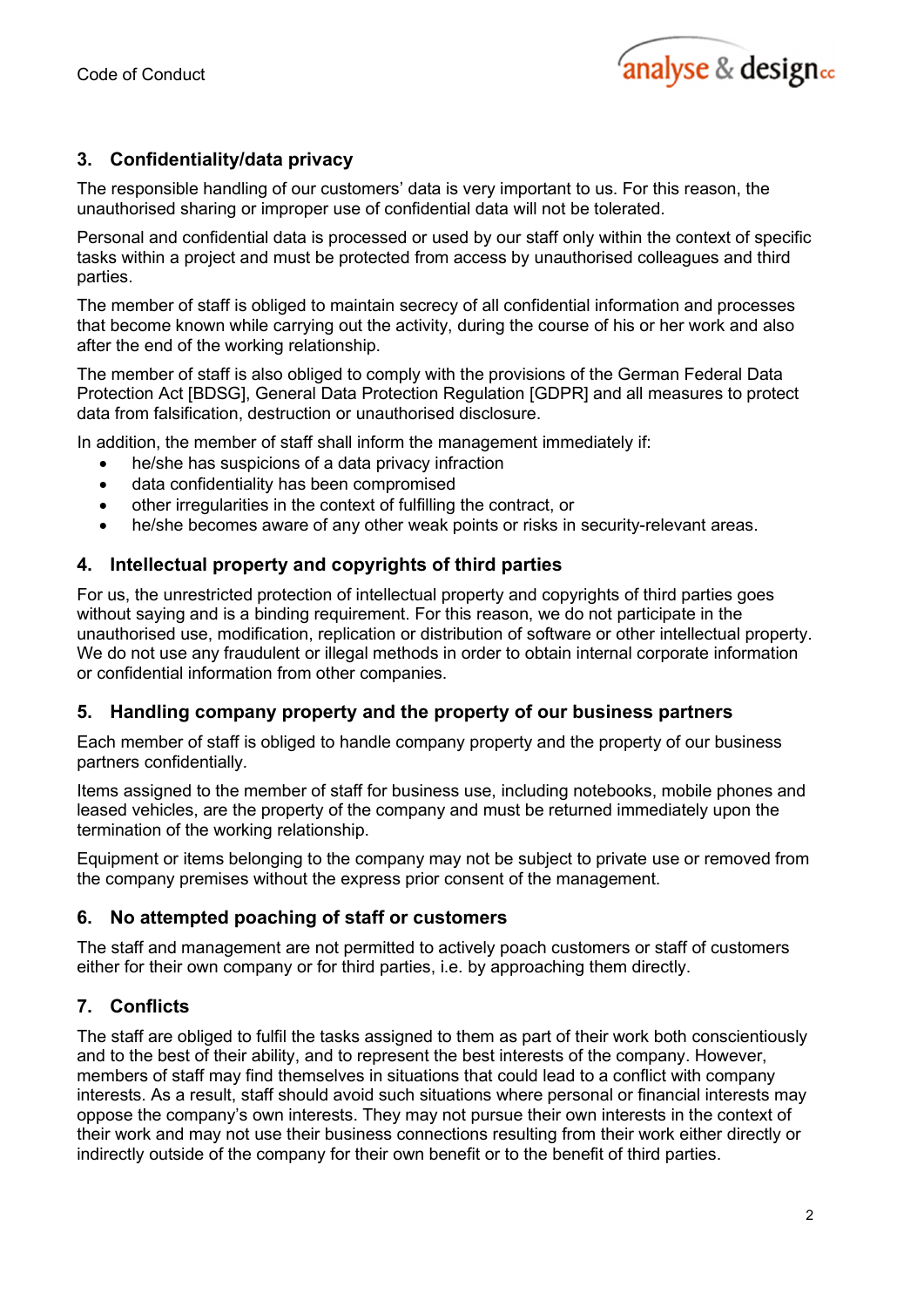## 3. Confidentiality/data privacy

The responsible handling of our customers' data is very important to us. For this reason, the unauthorised sharing or improper use of confidential data will not be tolerated.

Personal and confidential data is processed or used by our staff only within the context of specific tasks within a project and must be protected from access by unauthorised colleagues and third parties.

The member of staff is obliged to maintain secrecy of all confidential information and processes that become known while carrying out the activity, during the course of his or her work and also after the end of the working relationship.

The member of staff is also obliged to comply with the provisions of the German Federal Data Protection Act [BDSG], General Data Protection Regulation [GDPR] and all measures to protect data from falsification, destruction or unauthorised disclosure.

In addition, the member of staff shall inform the management immediately if:

- he/she has suspicions of a data privacy infraction
- data confidentiality has been compromised
- other irregularities in the context of fulfilling the contract, or
- he/she becomes aware of any other weak points or risks in security-relevant areas.

## 4. Intellectual property and copyrights of third parties

For us, the unrestricted protection of intellectual property and copyrights of third parties goes without saying and is a binding requirement. For this reason, we do not participate in the unauthorised use, modification, replication or distribution of software or other intellectual property. We do not use any fraudulent or illegal methods in order to obtain internal corporate information or confidential information from other companies.

## 5. Handling company property and the property of our business partners

Each member of staff is obliged to handle company property and the property of our business partners confidentially.

Items assigned to the member of staff for business use, including notebooks, mobile phones and leased vehicles, are the property of the company and must be returned immediately upon the termination of the working relationship.

Equipment or items belonging to the company may not be subject to private use or removed from the company premises without the express prior consent of the management.

## 6. No attempted poaching of staff or customers

The staff and management are not permitted to actively poach customers or staff of customers either for their own company or for third parties, i.e. by approaching them directly.

## 7. Conflicts

The staff are obliged to fulfil the tasks assigned to them as part of their work both conscientiously and to the best of their ability, and to represent the best interests of the company. However, members of staff may find themselves in situations that could lead to a conflict with company interests. As a result, staff should avoid such situations where personal or financial interests may oppose the company's own interests. They may not pursue their own interests in the context of their work and may not use their business connections resulting from their work either directly or indirectly outside of the company for their own benefit or to the benefit of third parties.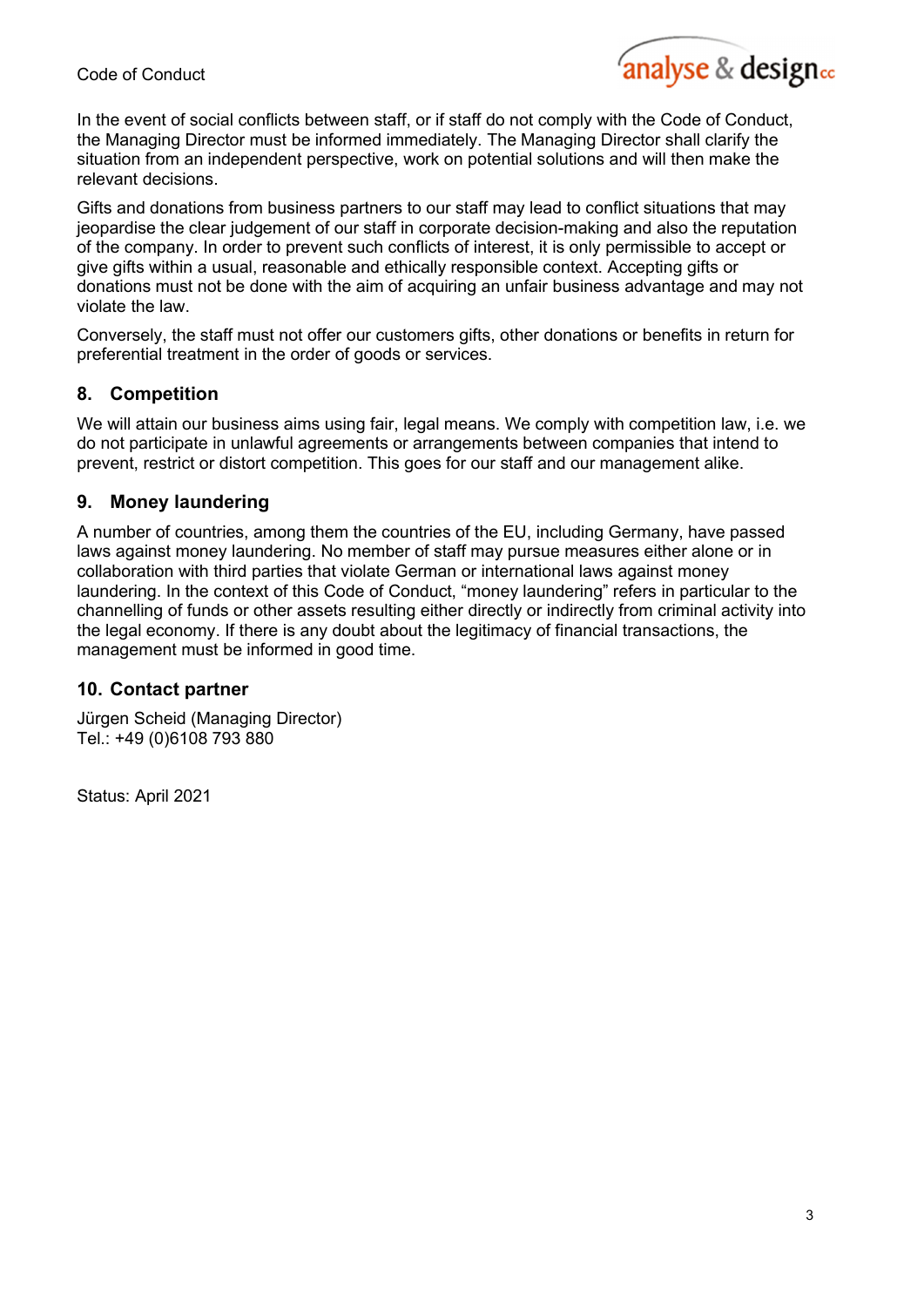In the event of social conflicts between staff, or if staff do not comply with the Code of Conduct, the Managing Director must be informed immediately. The Managing Director shall clarify the situation from an independent perspective, work on potential solutions and will then make the relevant decisions.

Gifts and donations from business partners to our staff may lead to conflict situations that may jeopardise the clear judgement of our staff in corporate decision-making and also the reputation of the company. In order to prevent such conflicts of interest, it is only permissible to accept or give gifts within a usual, reasonable and ethically responsible context. Accepting gifts or donations must not be done with the aim of acquiring an unfair business advantage and may not violate the law.

Conversely, the staff must not offer our customers gifts, other donations or benefits in return for preferential treatment in the order of goods or services.

## 8. Competition

We will attain our business aims using fair, legal means. We comply with competition law, i.e. we do not participate in unlawful agreements or arrangements between companies that intend to prevent, restrict or distort competition. This goes for our staff and our management alike.

## 9. Money laundering

A number of countries, among them the countries of the EU, including Germany, have passed laws against money laundering. No member of staff may pursue measures either alone or in collaboration with third parties that violate German or international laws against money laundering. In the context of this Code of Conduct, "money laundering" refers in particular to the channelling of funds or other assets resulting either directly or indirectly from criminal activity into the legal economy. If there is any doubt about the legitimacy of financial transactions, the management must be informed in good time.

## 10. Contact partner

Jürgen Scheid (Managing Director)
Tel.: +49 (0)6108 793 880

Status: April 2021